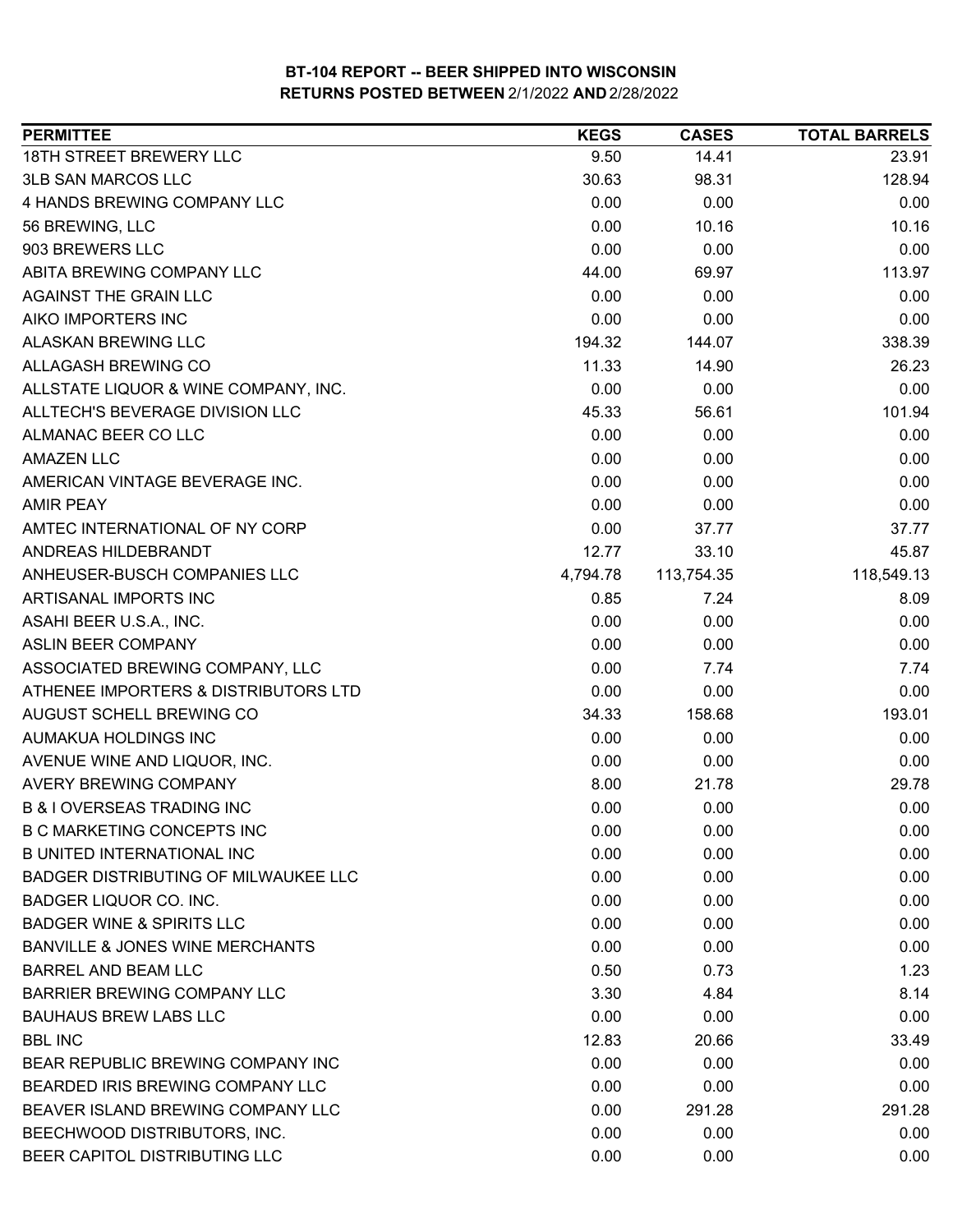# BT-104 REPORT -- BEER SHIPPED INTO WISCONSIN
## RETURNS POSTED BETWEEN 2/1/2022 AND 2/28/2022

| PERMITTEE | KEGS | CASES | TOTAL BARRELS |
| --- | --- | --- | --- |
| 18TH STREET BREWERY LLC | 9.50 | 14.41 | 23.91 |
| 3LB SAN MARCOS LLC | 30.63 | 98.31 | 128.94 |
| 4 HANDS BREWING COMPANY LLC | 0.00 | 0.00 | 0.00 |
| 56 BREWING, LLC | 0.00 | 10.16 | 10.16 |
| 903 BREWERS LLC | 0.00 | 0.00 | 0.00 |
| ABITA BREWING COMPANY LLC | 44.00 | 69.97 | 113.97 |
| AGAINST THE GRAIN LLC | 0.00 | 0.00 | 0.00 |
| AIKO IMPORTERS INC | 0.00 | 0.00 | 0.00 |
| ALASKAN BREWING LLC | 194.32 | 144.07 | 338.39 |
| ALLAGASH BREWING CO | 11.33 | 14.90 | 26.23 |
| ALLSTATE LIQUOR & WINE COMPANY, INC. | 0.00 | 0.00 | 0.00 |
| ALLTECH'S BEVERAGE DIVISION LLC | 45.33 | 56.61 | 101.94 |
| ALMANAC BEER CO LLC | 0.00 | 0.00 | 0.00 |
| AMAZEN LLC | 0.00 | 0.00 | 0.00 |
| AMERICAN VINTAGE BEVERAGE INC. | 0.00 | 0.00 | 0.00 |
| AMIR PEAY | 0.00 | 0.00 | 0.00 |
| AMTEC INTERNATIONAL OF NY CORP | 0.00 | 37.77 | 37.77 |
| ANDREAS HILDEBRANDT | 12.77 | 33.10 | 45.87 |
| ANHEUSER-BUSCH COMPANIES LLC | 4,794.78 | 113,754.35 | 118,549.13 |
| ARTISANAL IMPORTS INC | 0.85 | 7.24 | 8.09 |
| ASAHI BEER U.S.A., INC. | 0.00 | 0.00 | 0.00 |
| ASLIN BEER COMPANY | 0.00 | 0.00 | 0.00 |
| ASSOCIATED BREWING COMPANY, LLC | 0.00 | 7.74 | 7.74 |
| ATHENEE IMPORTERS & DISTRIBUTORS LTD | 0.00 | 0.00 | 0.00 |
| AUGUST SCHELL BREWING CO | 34.33 | 158.68 | 193.01 |
| AUMAKUA HOLDINGS INC | 0.00 | 0.00 | 0.00 |
| AVENUE WINE AND LIQUOR, INC. | 0.00 | 0.00 | 0.00 |
| AVERY BREWING COMPANY | 8.00 | 21.78 | 29.78 |
| B & I OVERSEAS TRADING INC | 0.00 | 0.00 | 0.00 |
| B C MARKETING CONCEPTS INC | 0.00 | 0.00 | 0.00 |
| B UNITED INTERNATIONAL INC | 0.00 | 0.00 | 0.00 |
| BADGER DISTRIBUTING OF MILWAUKEE LLC | 0.00 | 0.00 | 0.00 |
| BADGER LIQUOR CO. INC. | 0.00 | 0.00 | 0.00 |
| BADGER WINE & SPIRITS LLC | 0.00 | 0.00 | 0.00 |
| BANVILLE & JONES WINE MERCHANTS | 0.00 | 0.00 | 0.00 |
| BARREL AND BEAM LLC | 0.50 | 0.73 | 1.23 |
| BARRIER BREWING COMPANY LLC | 3.30 | 4.84 | 8.14 |
| BAUHAUS BREW LABS LLC | 0.00 | 0.00 | 0.00 |
| BBL INC | 12.83 | 20.66 | 33.49 |
| BEAR REPUBLIC BREWING COMPANY INC | 0.00 | 0.00 | 0.00 |
| BEARDED IRIS BREWING COMPANY LLC | 0.00 | 0.00 | 0.00 |
| BEAVER ISLAND BREWING COMPANY LLC | 0.00 | 291.28 | 291.28 |
| BEECHWOOD DISTRIBUTORS, INC. | 0.00 | 0.00 | 0.00 |
| BEER CAPITOL DISTRIBUTING LLC | 0.00 | 0.00 | 0.00 |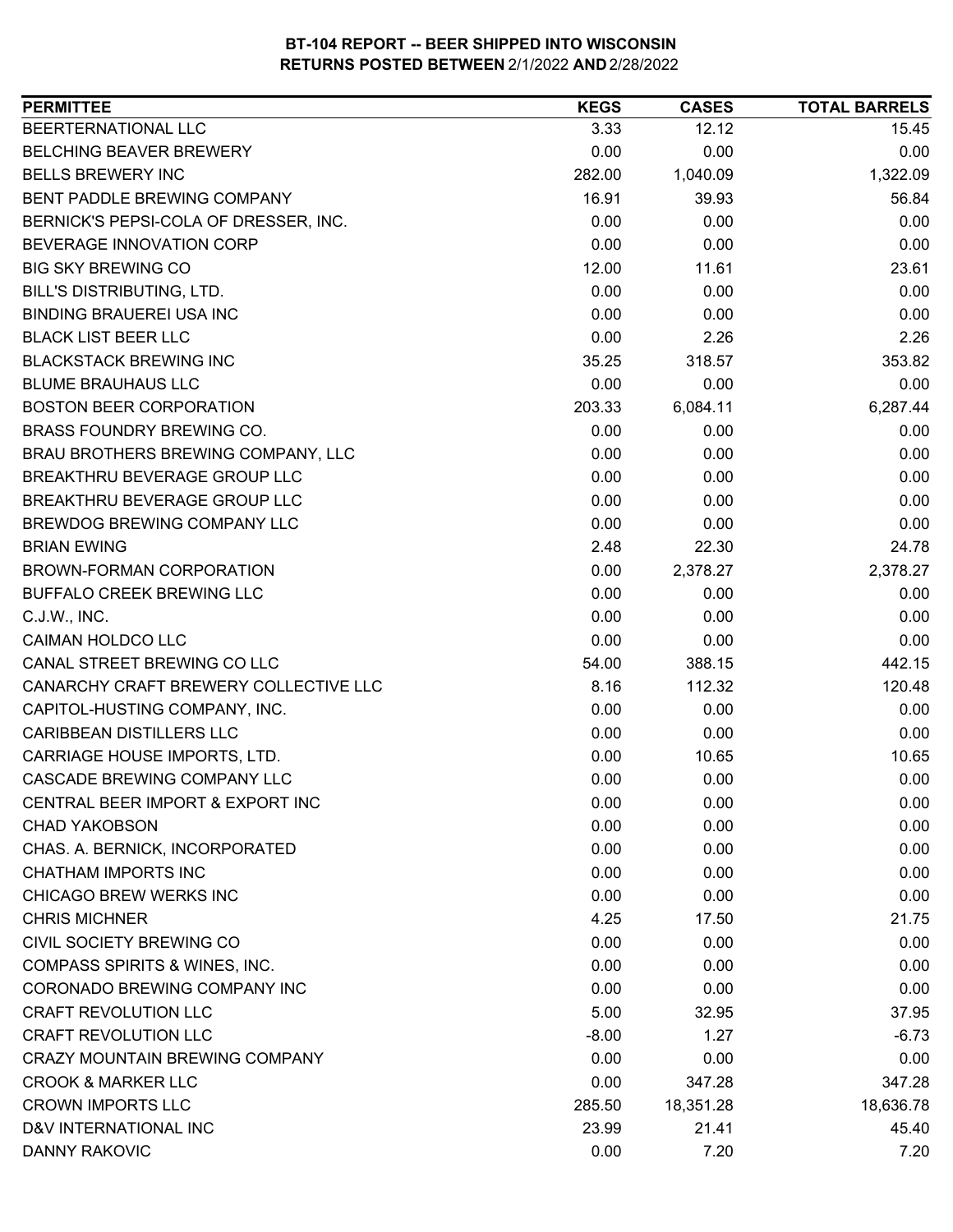**BT-104 REPORT -- BEER SHIPPED INTO WISCONSIN**
**RETURNS POSTED BETWEEN 2/1/2022 AND 2/28/2022**

| PERMITTEE | KEGS | CASES | TOTAL BARRELS |
|---|---|---|---|
| BEERTERNATIONAL LLC | 3.33 | 12.12 | 15.45 |
| BELCHING BEAVER BREWERY | 0.00 | 0.00 | 0.00 |
| BELLS BREWERY INC | 282.00 | 1,040.09 | 1,322.09 |
| BENT PADDLE BREWING COMPANY | 16.91 | 39.93 | 56.84 |
| BERNICK'S PEPSI-COLA OF DRESSER, INC. | 0.00 | 0.00 | 0.00 |
| BEVERAGE INNOVATION CORP | 0.00 | 0.00 | 0.00 |
| BIG SKY BREWING CO | 12.00 | 11.61 | 23.61 |
| BILL'S DISTRIBUTING, LTD. | 0.00 | 0.00 | 0.00 |
| BINDING BRAUEREI USA INC | 0.00 | 0.00 | 0.00 |
| BLACK LIST BEER LLC | 0.00 | 2.26 | 2.26 |
| BLACKSTACK BREWING INC | 35.25 | 318.57 | 353.82 |
| BLUME BRAUHAUS LLC | 0.00 | 0.00 | 0.00 |
| BOSTON BEER CORPORATION | 203.33 | 6,084.11 | 6,287.44 |
| BRASS FOUNDRY BREWING CO. | 0.00 | 0.00 | 0.00 |
| BRAU BROTHERS BREWING COMPANY, LLC | 0.00 | 0.00 | 0.00 |
| BREAKTHRU BEVERAGE GROUP LLC | 0.00 | 0.00 | 0.00 |
| BREAKTHRU BEVERAGE GROUP LLC | 0.00 | 0.00 | 0.00 |
| BREWDOG BREWING COMPANY LLC | 0.00 | 0.00 | 0.00 |
| BRIAN EWING | 2.48 | 22.30 | 24.78 |
| BROWN-FORMAN CORPORATION | 0.00 | 2,378.27 | 2,378.27 |
| BUFFALO CREEK BREWING LLC | 0.00 | 0.00 | 0.00 |
| C.J.W., INC. | 0.00 | 0.00 | 0.00 |
| CAIMAN HOLDCO LLC | 0.00 | 0.00 | 0.00 |
| CANAL STREET BREWING CO LLC | 54.00 | 388.15 | 442.15 |
| CANARCHY CRAFT BREWERY COLLECTIVE LLC | 8.16 | 112.32 | 120.48 |
| CAPITOL-HUSTING COMPANY, INC. | 0.00 | 0.00 | 0.00 |
| CARIBBEAN DISTILLERS LLC | 0.00 | 0.00 | 0.00 |
| CARRIAGE HOUSE IMPORTS, LTD. | 0.00 | 10.65 | 10.65 |
| CASCADE BREWING COMPANY LLC | 0.00 | 0.00 | 0.00 |
| CENTRAL BEER IMPORT & EXPORT INC | 0.00 | 0.00 | 0.00 |
| CHAD YAKOBSON | 0.00 | 0.00 | 0.00 |
| CHAS. A. BERNICK, INCORPORATED | 0.00 | 0.00 | 0.00 |
| CHATHAM IMPORTS INC | 0.00 | 0.00 | 0.00 |
| CHICAGO BREW WERKS INC | 0.00 | 0.00 | 0.00 |
| CHRIS MICHNER | 4.25 | 17.50 | 21.75 |
| CIVIL SOCIETY BREWING CO | 0.00 | 0.00 | 0.00 |
| COMPASS SPIRITS & WINES, INC. | 0.00 | 0.00 | 0.00 |
| CORONADO BREWING COMPANY INC | 0.00 | 0.00 | 0.00 |
| CRAFT REVOLUTION LLC | 5.00 | 32.95 | 37.95 |
| CRAFT REVOLUTION LLC | -8.00 | 1.27 | -6.73 |
| CRAZY MOUNTAIN BREWING COMPANY | 0.00 | 0.00 | 0.00 |
| CROOK & MARKER LLC | 0.00 | 347.28 | 347.28 |
| CROWN IMPORTS LLC | 285.50 | 18,351.28 | 18,636.78 |
| D&V INTERNATIONAL INC | 23.99 | 21.41 | 45.40 |
| DANNY RAKOVIC | 0.00 | 7.20 | 7.20 |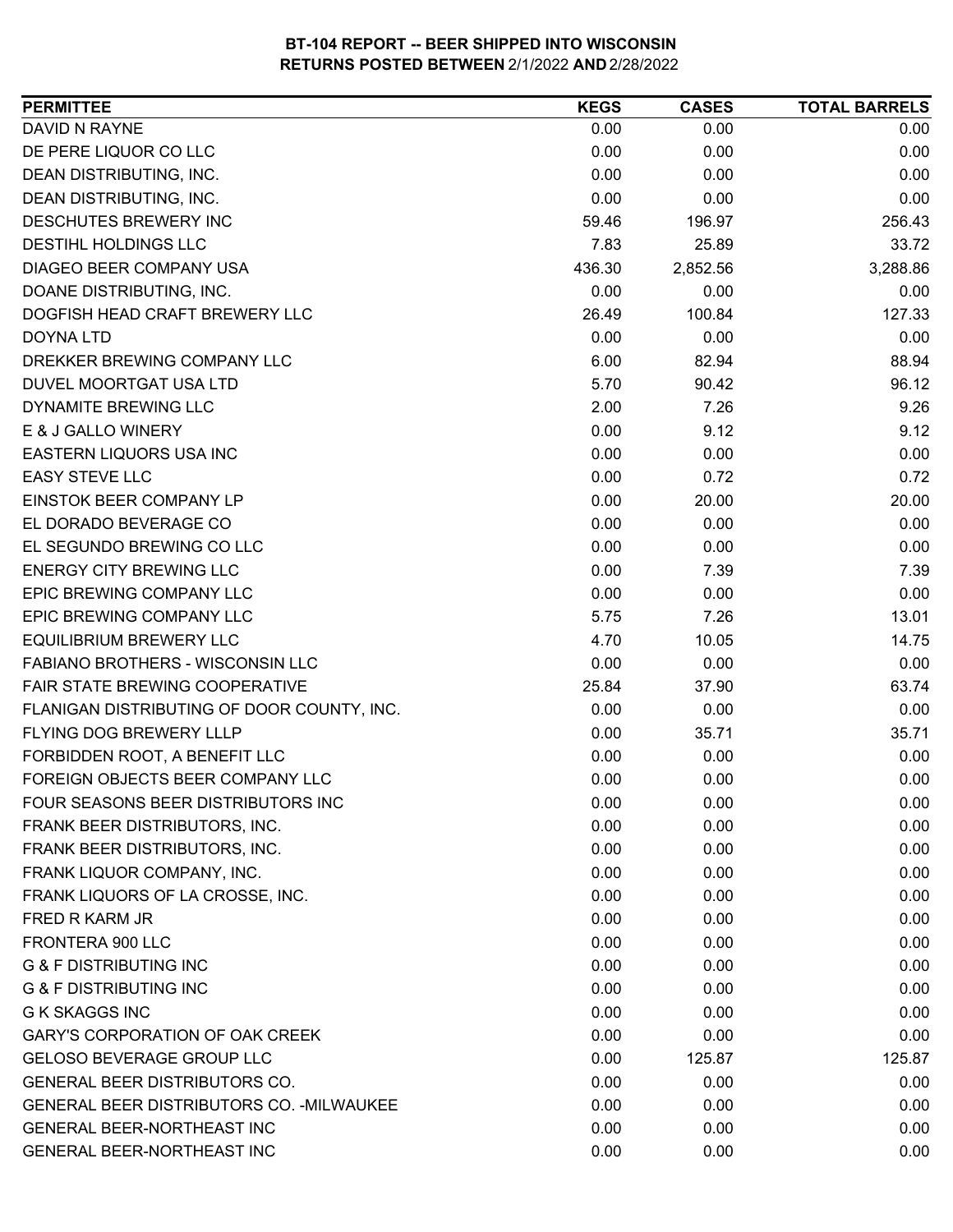**BT-104 REPORT -- BEER SHIPPED INTO WISCONSIN**
**RETURNS POSTED BETWEEN 2/1/2022 AND 2/28/2022**

| PERMITTEE | KEGS | CASES | TOTAL BARRELS |
|---|---|---|---|
| DAVID N RAYNE | 0.00 | 0.00 | 0.00 |
| DE PERE LIQUOR CO LLC | 0.00 | 0.00 | 0.00 |
| DEAN DISTRIBUTING, INC. | 0.00 | 0.00 | 0.00 |
| DEAN DISTRIBUTING, INC. | 0.00 | 0.00 | 0.00 |
| DESCHUTES BREWERY INC | 59.46 | 196.97 | 256.43 |
| DESTIHL HOLDINGS LLC | 7.83 | 25.89 | 33.72 |
| DIAGEO BEER COMPANY USA | 436.30 | 2,852.56 | 3,288.86 |
| DOANE DISTRIBUTING, INC. | 0.00 | 0.00 | 0.00 |
| DOGFISH HEAD CRAFT BREWERY LLC | 26.49 | 100.84 | 127.33 |
| DOYNA LTD | 0.00 | 0.00 | 0.00 |
| DREKKER BREWING COMPANY LLC | 6.00 | 82.94 | 88.94 |
| DUVEL MOORTGAT USA LTD | 5.70 | 90.42 | 96.12 |
| DYNAMITE BREWING LLC | 2.00 | 7.26 | 9.26 |
| E & J GALLO WINERY | 0.00 | 9.12 | 9.12 |
| EASTERN LIQUORS USA INC | 0.00 | 0.00 | 0.00 |
| EASY STEVE LLC | 0.00 | 0.72 | 0.72 |
| EINSTOK BEER COMPANY LP | 0.00 | 20.00 | 20.00 |
| EL DORADO BEVERAGE CO | 0.00 | 0.00 | 0.00 |
| EL SEGUNDO BREWING CO LLC | 0.00 | 0.00 | 0.00 |
| ENERGY CITY BREWING LLC | 0.00 | 7.39 | 7.39 |
| EPIC BREWING COMPANY LLC | 0.00 | 0.00 | 0.00 |
| EPIC BREWING COMPANY LLC | 5.75 | 7.26 | 13.01 |
| EQUILIBRIUM BREWERY LLC | 4.70 | 10.05 | 14.75 |
| FABIANO BROTHERS - WISCONSIN LLC | 0.00 | 0.00 | 0.00 |
| FAIR STATE BREWING COOPERATIVE | 25.84 | 37.90 | 63.74 |
| FLANIGAN DISTRIBUTING OF DOOR COUNTY, INC. | 0.00 | 0.00 | 0.00 |
| FLYING DOG BREWERY LLLP | 0.00 | 35.71 | 35.71 |
| FORBIDDEN ROOT, A BENEFIT LLC | 0.00 | 0.00 | 0.00 |
| FOREIGN OBJECTS BEER COMPANY LLC | 0.00 | 0.00 | 0.00 |
| FOUR SEASONS BEER DISTRIBUTORS INC | 0.00 | 0.00 | 0.00 |
| FRANK BEER DISTRIBUTORS, INC. | 0.00 | 0.00 | 0.00 |
| FRANK BEER DISTRIBUTORS, INC. | 0.00 | 0.00 | 0.00 |
| FRANK LIQUOR COMPANY, INC. | 0.00 | 0.00 | 0.00 |
| FRANK LIQUORS OF LA CROSSE, INC. | 0.00 | 0.00 | 0.00 |
| FRED R KARM JR | 0.00 | 0.00 | 0.00 |
| FRONTERA 900 LLC | 0.00 | 0.00 | 0.00 |
| G & F DISTRIBUTING INC | 0.00 | 0.00 | 0.00 |
| G & F DISTRIBUTING INC | 0.00 | 0.00 | 0.00 |
| G K SKAGGS INC | 0.00 | 0.00 | 0.00 |
| GARY'S CORPORATION OF OAK CREEK | 0.00 | 0.00 | 0.00 |
| GELOSO BEVERAGE GROUP LLC | 0.00 | 125.87 | 125.87 |
| GENERAL BEER DISTRIBUTORS CO. | 0.00 | 0.00 | 0.00 |
| GENERAL BEER DISTRIBUTORS CO. -MILWAUKEE | 0.00 | 0.00 | 0.00 |
| GENERAL BEER-NORTHEAST INC | 0.00 | 0.00 | 0.00 |
| GENERAL BEER-NORTHEAST INC | 0.00 | 0.00 | 0.00 |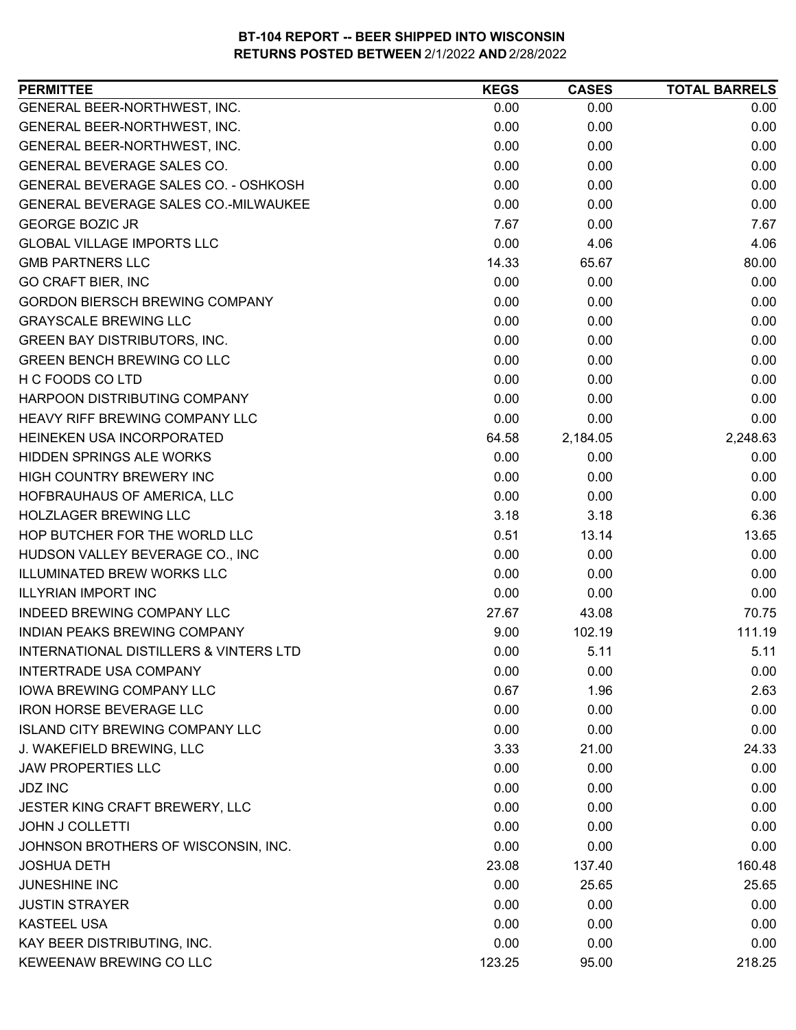**BT-104 REPORT -- BEER SHIPPED INTO WISCONSIN**
**RETURNS POSTED BETWEEN 2/1/2022 AND 2/28/2022**

| PERMITTEE | KEGS | CASES | TOTAL BARRELS |
|---|---|---|---|
| GENERAL BEER-NORTHWEST, INC. | 0.00 | 0.00 | 0.00 |
| GENERAL BEER-NORTHWEST, INC. | 0.00 | 0.00 | 0.00 |
| GENERAL BEER-NORTHWEST, INC. | 0.00 | 0.00 | 0.00 |
| GENERAL BEVERAGE SALES CO. | 0.00 | 0.00 | 0.00 |
| GENERAL BEVERAGE SALES CO. - OSHKOSH | 0.00 | 0.00 | 0.00 |
| GENERAL BEVERAGE SALES CO.-MILWAUKEE | 0.00 | 0.00 | 0.00 |
| GEORGE BOZIC JR | 7.67 | 0.00 | 7.67 |
| GLOBAL VILLAGE IMPORTS LLC | 0.00 | 4.06 | 4.06 |
| GMB PARTNERS LLC | 14.33 | 65.67 | 80.00 |
| GO CRAFT BIER, INC | 0.00 | 0.00 | 0.00 |
| GORDON BIERSCH BREWING COMPANY | 0.00 | 0.00 | 0.00 |
| GRAYSCALE BREWING LLC | 0.00 | 0.00 | 0.00 |
| GREEN BAY DISTRIBUTORS, INC. | 0.00 | 0.00 | 0.00 |
| GREEN BENCH BREWING CO LLC | 0.00 | 0.00 | 0.00 |
| H C FOODS CO LTD | 0.00 | 0.00 | 0.00 |
| HARPOON DISTRIBUTING COMPANY | 0.00 | 0.00 | 0.00 |
| HEAVY RIFF BREWING COMPANY LLC | 0.00 | 0.00 | 0.00 |
| HEINEKEN USA INCORPORATED | 64.58 | 2,184.05 | 2,248.63 |
| HIDDEN SPRINGS ALE WORKS | 0.00 | 0.00 | 0.00 |
| HIGH COUNTRY BREWERY INC | 0.00 | 0.00 | 0.00 |
| HOFBRAUHAUS OF AMERICA, LLC | 0.00 | 0.00 | 0.00 |
| HOLZLAGER BREWING LLC | 3.18 | 3.18 | 6.36 |
| HOP BUTCHER FOR THE WORLD LLC | 0.51 | 13.14 | 13.65 |
| HUDSON VALLEY BEVERAGE CO., INC | 0.00 | 0.00 | 0.00 |
| ILLUMINATED BREW WORKS LLC | 0.00 | 0.00 | 0.00 |
| ILLYRIAN IMPORT INC | 0.00 | 0.00 | 0.00 |
| INDEED BREWING COMPANY LLC | 27.67 | 43.08 | 70.75 |
| INDIAN PEAKS BREWING COMPANY | 9.00 | 102.19 | 111.19 |
| INTERNATIONAL DISTILLERS & VINTERS LTD | 0.00 | 5.11 | 5.11 |
| INTERTRADE USA COMPANY | 0.00 | 0.00 | 0.00 |
| IOWA BREWING COMPANY LLC | 0.67 | 1.96 | 2.63 |
| IRON HORSE BEVERAGE LLC | 0.00 | 0.00 | 0.00 |
| ISLAND CITY BREWING COMPANY LLC | 0.00 | 0.00 | 0.00 |
| J. WAKEFIELD BREWING, LLC | 3.33 | 21.00 | 24.33 |
| JAW PROPERTIES LLC | 0.00 | 0.00 | 0.00 |
| JDZ INC | 0.00 | 0.00 | 0.00 |
| JESTER KING CRAFT BREWERY, LLC | 0.00 | 0.00 | 0.00 |
| JOHN J COLLETTI | 0.00 | 0.00 | 0.00 |
| JOHNSON BROTHERS OF WISCONSIN, INC. | 0.00 | 0.00 | 0.00 |
| JOSHUA DETH | 23.08 | 137.40 | 160.48 |
| JUNESHINE INC | 0.00 | 25.65 | 25.65 |
| JUSTIN STRAYER | 0.00 | 0.00 | 0.00 |
| KASTEEL USA | 0.00 | 0.00 | 0.00 |
| KAY BEER DISTRIBUTING, INC. | 0.00 | 0.00 | 0.00 |
| KEWEENAW BREWING CO LLC | 123.25 | 95.00 | 218.25 |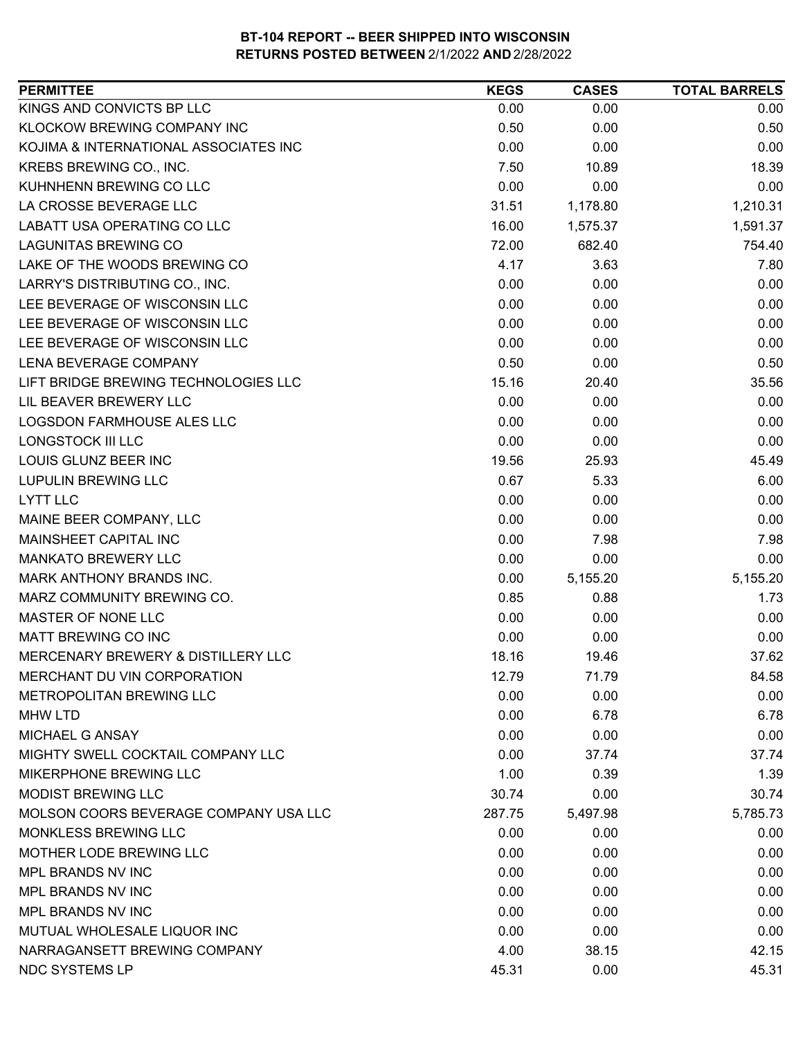**BT-104 REPORT -- BEER SHIPPED INTO WISCONSIN**
**RETURNS POSTED BETWEEN 2/1/2022 AND 2/28/2022**

| PERMITTEE | KEGS | CASES | TOTAL BARRELS |
|---|---|---|---|
| KINGS AND CONVICTS BP LLC | 0.00 | 0.00 | 0.00 |
| KLOCKOW BREWING COMPANY INC | 0.50 | 0.00 | 0.50 |
| KOJIMA & INTERNATIONAL ASSOCIATES INC | 0.00 | 0.00 | 0.00 |
| KREBS BREWING CO., INC. | 7.50 | 10.89 | 18.39 |
| KUHNHENN BREWING CO LLC | 0.00 | 0.00 | 0.00 |
| LA CROSSE BEVERAGE LLC | 31.51 | 1,178.80 | 1,210.31 |
| LABATT USA OPERATING CO LLC | 16.00 | 1,575.37 | 1,591.37 |
| LAGUNITAS BREWING CO | 72.00 | 682.40 | 754.40 |
| LAKE OF THE WOODS BREWING CO | 4.17 | 3.63 | 7.80 |
| LARRY'S DISTRIBUTING CO., INC. | 0.00 | 0.00 | 0.00 |
| LEE BEVERAGE OF WISCONSIN LLC | 0.00 | 0.00 | 0.00 |
| LEE BEVERAGE OF WISCONSIN LLC | 0.00 | 0.00 | 0.00 |
| LEE BEVERAGE OF WISCONSIN LLC | 0.00 | 0.00 | 0.00 |
| LENA BEVERAGE COMPANY | 0.50 | 0.00 | 0.50 |
| LIFT BRIDGE BREWING TECHNOLOGIES LLC | 15.16 | 20.40 | 35.56 |
| LIL BEAVER BREWERY LLC | 0.00 | 0.00 | 0.00 |
| LOGSDON FARMHOUSE ALES LLC | 0.00 | 0.00 | 0.00 |
| LONGSTOCK III LLC | 0.00 | 0.00 | 0.00 |
| LOUIS GLUNZ BEER INC | 19.56 | 25.93 | 45.49 |
| LUPULIN BREWING LLC | 0.67 | 5.33 | 6.00 |
| LYTT LLC | 0.00 | 0.00 | 0.00 |
| MAINE BEER COMPANY, LLC | 0.00 | 0.00 | 0.00 |
| MAINSHEET CAPITAL INC | 0.00 | 7.98 | 7.98 |
| MANKATO BREWERY LLC | 0.00 | 0.00 | 0.00 |
| MARK ANTHONY BRANDS INC. | 0.00 | 5,155.20 | 5,155.20 |
| MARZ COMMUNITY BREWING CO. | 0.85 | 0.88 | 1.73 |
| MASTER OF NONE LLC | 0.00 | 0.00 | 0.00 |
| MATT BREWING CO INC | 0.00 | 0.00 | 0.00 |
| MERCENARY BREWERY & DISTILLERY LLC | 18.16 | 19.46 | 37.62 |
| MERCHANT DU VIN CORPORATION | 12.79 | 71.79 | 84.58 |
| METROPOLITAN BREWING LLC | 0.00 | 0.00 | 0.00 |
| MHW LTD | 0.00 | 6.78 | 6.78 |
| MICHAEL G ANSAY | 0.00 | 0.00 | 0.00 |
| MIGHTY SWELL COCKTAIL COMPANY LLC | 0.00 | 37.74 | 37.74 |
| MIKERPHONE BREWING LLC | 1.00 | 0.39 | 1.39 |
| MODIST BREWING LLC | 30.74 | 0.00 | 30.74 |
| MOLSON COORS BEVERAGE COMPANY USA LLC | 287.75 | 5,497.98 | 5,785.73 |
| MONKLESS BREWING LLC | 0.00 | 0.00 | 0.00 |
| MOTHER LODE BREWING LLC | 0.00 | 0.00 | 0.00 |
| MPL BRANDS NV INC | 0.00 | 0.00 | 0.00 |
| MPL BRANDS NV INC | 0.00 | 0.00 | 0.00 |
| MPL BRANDS NV INC | 0.00 | 0.00 | 0.00 |
| MUTUAL WHOLESALE LIQUOR INC | 0.00 | 0.00 | 0.00 |
| NARRAGANSETT BREWING COMPANY | 4.00 | 38.15 | 42.15 |
| NDC SYSTEMS LP | 45.31 | 0.00 | 45.31 |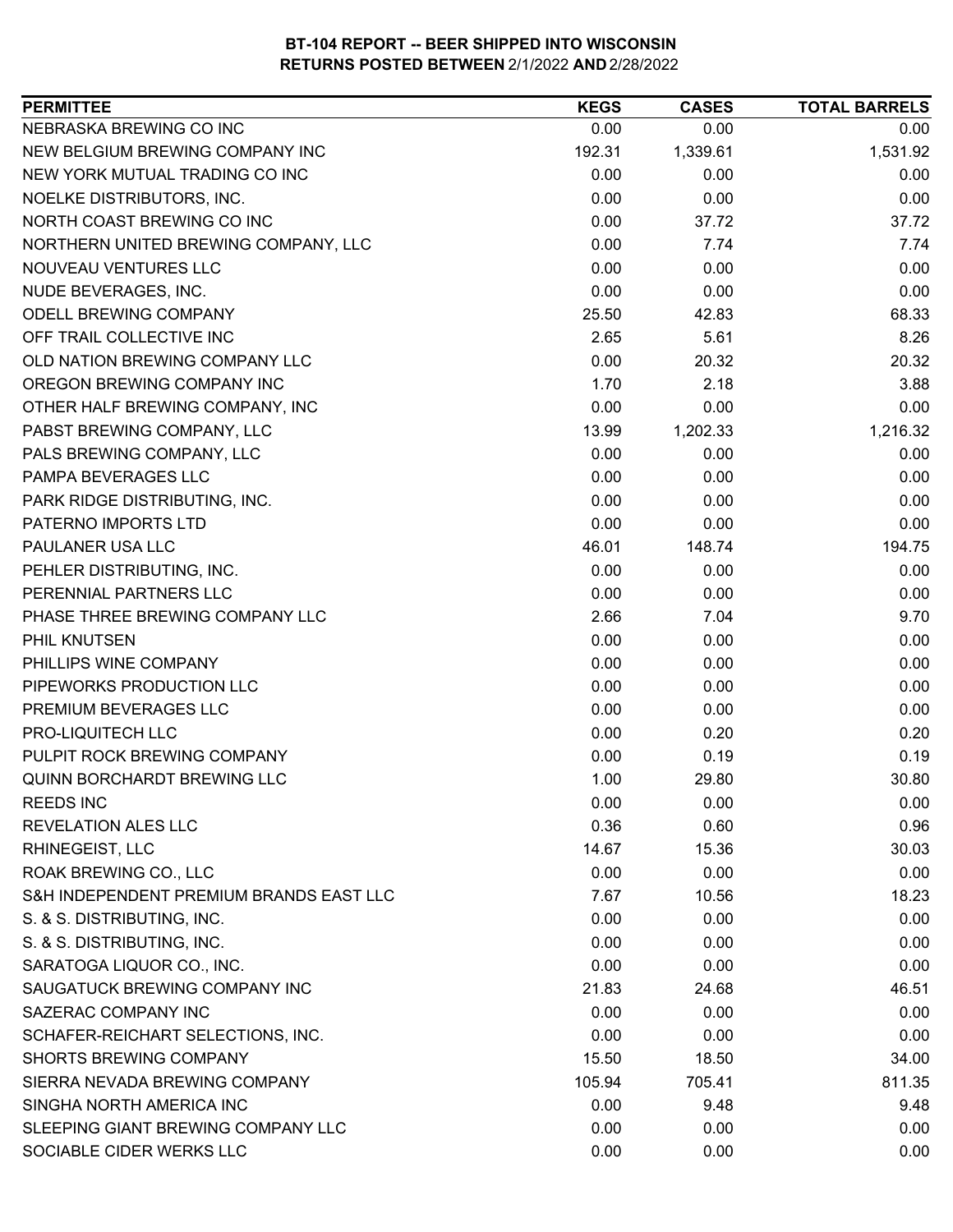**BT-104 REPORT -- BEER SHIPPED INTO WISCONSIN**
**RETURNS POSTED BETWEEN 2/1/2022 AND 2/28/2022**

| PERMITTEE | KEGS | CASES | TOTAL BARRELS |
|---|---|---|---|
| NEBRASKA BREWING CO INC | 0.00 | 0.00 | 0.00 |
| NEW BELGIUM BREWING COMPANY INC | 192.31 | 1,339.61 | 1,531.92 |
| NEW YORK MUTUAL TRADING CO INC | 0.00 | 0.00 | 0.00 |
| NOELKE DISTRIBUTORS, INC. | 0.00 | 0.00 | 0.00 |
| NORTH COAST BREWING CO INC | 0.00 | 37.72 | 37.72 |
| NORTHERN UNITED BREWING COMPANY, LLC | 0.00 | 7.74 | 7.74 |
| NOUVEAU VENTURES LLC | 0.00 | 0.00 | 0.00 |
| NUDE BEVERAGES, INC. | 0.00 | 0.00 | 0.00 |
| ODELL BREWING COMPANY | 25.50 | 42.83 | 68.33 |
| OFF TRAIL COLLECTIVE INC | 2.65 | 5.61 | 8.26 |
| OLD NATION BREWING COMPANY LLC | 0.00 | 20.32 | 20.32 |
| OREGON BREWING COMPANY INC | 1.70 | 2.18 | 3.88 |
| OTHER HALF BREWING COMPANY, INC | 0.00 | 0.00 | 0.00 |
| PABST BREWING COMPANY, LLC | 13.99 | 1,202.33 | 1,216.32 |
| PALS BREWING COMPANY, LLC | 0.00 | 0.00 | 0.00 |
| PAMPA BEVERAGES LLC | 0.00 | 0.00 | 0.00 |
| PARK RIDGE DISTRIBUTING, INC. | 0.00 | 0.00 | 0.00 |
| PATERNO IMPORTS LTD | 0.00 | 0.00 | 0.00 |
| PAULANER USA LLC | 46.01 | 148.74 | 194.75 |
| PEHLER DISTRIBUTING, INC. | 0.00 | 0.00 | 0.00 |
| PERENNIAL PARTNERS LLC | 0.00 | 0.00 | 0.00 |
| PHASE THREE BREWING COMPANY LLC | 2.66 | 7.04 | 9.70 |
| PHIL KNUTSEN | 0.00 | 0.00 | 0.00 |
| PHILLIPS WINE COMPANY | 0.00 | 0.00 | 0.00 |
| PIPEWORKS PRODUCTION LLC | 0.00 | 0.00 | 0.00 |
| PREMIUM BEVERAGES LLC | 0.00 | 0.00 | 0.00 |
| PRO-LIQUITECH LLC | 0.00 | 0.20 | 0.20 |
| PULPIT ROCK BREWING COMPANY | 0.00 | 0.19 | 0.19 |
| QUINN BORCHARDT BREWING LLC | 1.00 | 29.80 | 30.80 |
| REEDS INC | 0.00 | 0.00 | 0.00 |
| REVELATION ALES LLC | 0.36 | 0.60 | 0.96 |
| RHINEGEIST, LLC | 14.67 | 15.36 | 30.03 |
| ROAK BREWING CO., LLC | 0.00 | 0.00 | 0.00 |
| S&H INDEPENDENT PREMIUM BRANDS EAST LLC | 7.67 | 10.56 | 18.23 |
| S. & S. DISTRIBUTING, INC. | 0.00 | 0.00 | 0.00 |
| S. & S. DISTRIBUTING, INC. | 0.00 | 0.00 | 0.00 |
| SARATOGA LIQUOR CO., INC. | 0.00 | 0.00 | 0.00 |
| SAUGATUCK BREWING COMPANY INC | 21.83 | 24.68 | 46.51 |
| SAZERAC COMPANY INC | 0.00 | 0.00 | 0.00 |
| SCHAFER-REICHART SELECTIONS, INC. | 0.00 | 0.00 | 0.00 |
| SHORTS BREWING COMPANY | 15.50 | 18.50 | 34.00 |
| SIERRA NEVADA BREWING COMPANY | 105.94 | 705.41 | 811.35 |
| SINGHA NORTH AMERICA INC | 0.00 | 9.48 | 9.48 |
| SLEEPING GIANT BREWING COMPANY LLC | 0.00 | 0.00 | 0.00 |
| SOCIABLE CIDER WERKS LLC | 0.00 | 0.00 | 0.00 |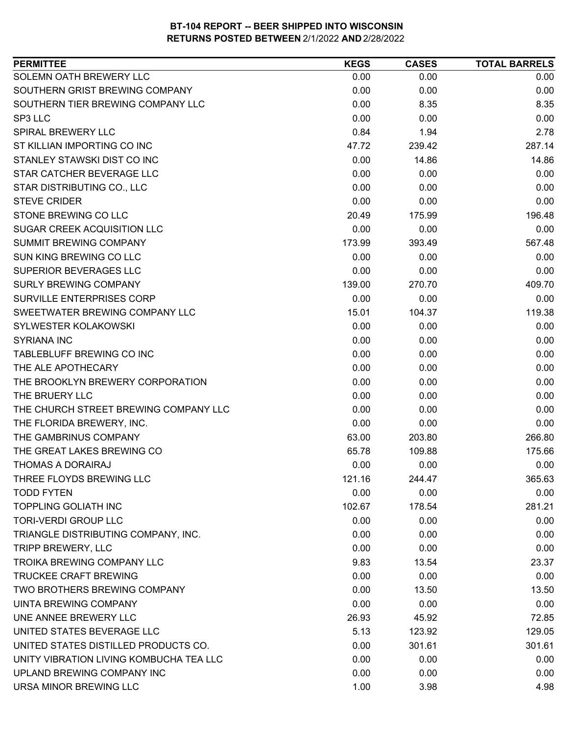# BT-104 REPORT -- BEER SHIPPED INTO WISCONSIN
## RETURNS POSTED BETWEEN 2/1/2022 AND 2/28/2022

| PERMITTEE | KEGS | CASES | TOTAL BARRELS |
|---|---|---|---|
| SOLEMN OATH BREWERY LLC | 0.00 | 0.00 | 0.00 |
| SOUTHERN GRIST BREWING COMPANY | 0.00 | 0.00 | 0.00 |
| SOUTHERN TIER BREWING COMPANY LLC | 0.00 | 8.35 | 8.35 |
| SP3 LLC | 0.00 | 0.00 | 0.00 |
| SPIRAL BREWERY LLC | 0.84 | 1.94 | 2.78 |
| ST KILLIAN IMPORTING CO INC | 47.72 | 239.42 | 287.14 |
| STANLEY STAWSKI DIST CO INC | 0.00 | 14.86 | 14.86 |
| STAR CATCHER BEVERAGE LLC | 0.00 | 0.00 | 0.00 |
| STAR DISTRIBUTING CO., LLC | 0.00 | 0.00 | 0.00 |
| STEVE CRIDER | 0.00 | 0.00 | 0.00 |
| STONE BREWING CO LLC | 20.49 | 175.99 | 196.48 |
| SUGAR CREEK ACQUISITION LLC | 0.00 | 0.00 | 0.00 |
| SUMMIT BREWING COMPANY | 173.99 | 393.49 | 567.48 |
| SUN KING BREWING CO LLC | 0.00 | 0.00 | 0.00 |
| SUPERIOR BEVERAGES LLC | 0.00 | 0.00 | 0.00 |
| SURLY BREWING COMPANY | 139.00 | 270.70 | 409.70 |
| SURVILLE ENTERPRISES CORP | 0.00 | 0.00 | 0.00 |
| SWEETWATER BREWING COMPANY LLC | 15.01 | 104.37 | 119.38 |
| SYLWESTER KOLAKOWSKI | 0.00 | 0.00 | 0.00 |
| SYRIANA INC | 0.00 | 0.00 | 0.00 |
| TABLEBLUFF BREWING CO INC | 0.00 | 0.00 | 0.00 |
| THE ALE APOTHECARY | 0.00 | 0.00 | 0.00 |
| THE BROOKLYN BREWERY CORPORATION | 0.00 | 0.00 | 0.00 |
| THE BRUERY LLC | 0.00 | 0.00 | 0.00 |
| THE CHURCH STREET BREWING COMPANY LLC | 0.00 | 0.00 | 0.00 |
| THE FLORIDA BREWERY, INC. | 0.00 | 0.00 | 0.00 |
| THE GAMBRINUS COMPANY | 63.00 | 203.80 | 266.80 |
| THE GREAT LAKES BREWING CO | 65.78 | 109.88 | 175.66 |
| THOMAS A DORAIRAJ | 0.00 | 0.00 | 0.00 |
| THREE FLOYDS BREWING LLC | 121.16 | 244.47 | 365.63 |
| TODD FYTEN | 0.00 | 0.00 | 0.00 |
| TOPPLING GOLIATH INC | 102.67 | 178.54 | 281.21 |
| TORI-VERDI GROUP LLC | 0.00 | 0.00 | 0.00 |
| TRIANGLE DISTRIBUTING COMPANY, INC. | 0.00 | 0.00 | 0.00 |
| TRIPP BREWERY, LLC | 0.00 | 0.00 | 0.00 |
| TROIKA BREWING COMPANY LLC | 9.83 | 13.54 | 23.37 |
| TRUCKEE CRAFT BREWING | 0.00 | 0.00 | 0.00 |
| TWO BROTHERS BREWING COMPANY | 0.00 | 13.50 | 13.50 |
| UINTA BREWING COMPANY | 0.00 | 0.00 | 0.00 |
| UNE ANNEE BREWERY LLC | 26.93 | 45.92 | 72.85 |
| UNITED STATES BEVERAGE LLC | 5.13 | 123.92 | 129.05 |
| UNITED STATES DISTILLED PRODUCTS CO. | 0.00 | 301.61 | 301.61 |
| UNITY VIBRATION LIVING KOMBUCHA TEA LLC | 0.00 | 0.00 | 0.00 |
| UPLAND BREWING COMPANY INC | 0.00 | 0.00 | 0.00 |
| URSA MINOR BREWING LLC | 1.00 | 3.98 | 4.98 |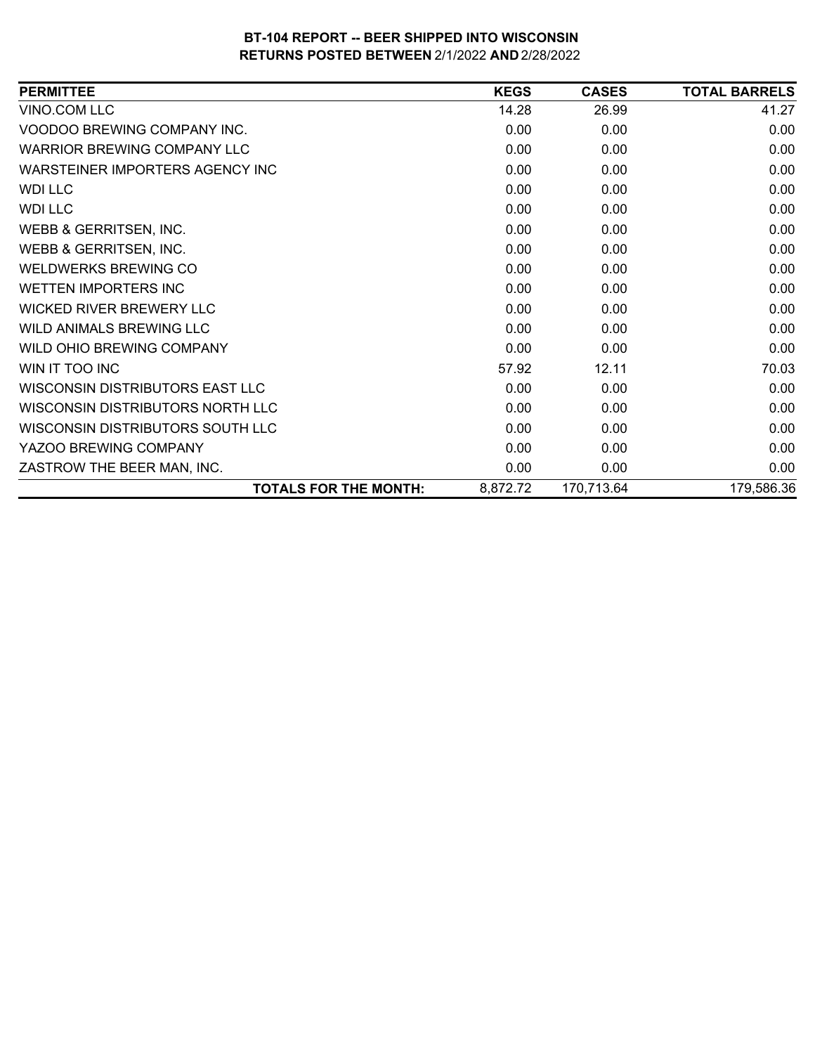# BT-104 REPORT -- BEER SHIPPED INTO WISCONSIN
## RETURNS POSTED BETWEEN 2/1/2022 AND 2/28/2022

| PERMITTEE | KEGS | CASES | TOTAL BARRELS |
|---|---|---|---|
| VINO.COM LLC | 14.28 | 26.99 | 41.27 |
| VOODOO BREWING COMPANY INC. | 0.00 | 0.00 | 0.00 |
| WARRIOR BREWING COMPANY LLC | 0.00 | 0.00 | 0.00 |
| WARSTEINER IMPORTERS AGENCY INC | 0.00 | 0.00 | 0.00 |
| WDI LLC | 0.00 | 0.00 | 0.00 |
| WDI LLC | 0.00 | 0.00 | 0.00 |
| WEBB & GERRITSEN, INC. | 0.00 | 0.00 | 0.00 |
| WEBB & GERRITSEN, INC. | 0.00 | 0.00 | 0.00 |
| WELDWERKS BREWING CO | 0.00 | 0.00 | 0.00 |
| WETTEN IMPORTERS INC | 0.00 | 0.00 | 0.00 |
| WICKED RIVER BREWERY LLC | 0.00 | 0.00 | 0.00 |
| WILD ANIMALS BREWING LLC | 0.00 | 0.00 | 0.00 |
| WILD OHIO BREWING COMPANY | 0.00 | 0.00 | 0.00 |
| WIN IT TOO INC | 57.92 | 12.11 | 70.03 |
| WISCONSIN DISTRIBUTORS EAST LLC | 0.00 | 0.00 | 0.00 |
| WISCONSIN DISTRIBUTORS NORTH LLC | 0.00 | 0.00 | 0.00 |
| WISCONSIN DISTRIBUTORS SOUTH LLC | 0.00 | 0.00 | 0.00 |
| YAZOO BREWING COMPANY | 0.00 | 0.00 | 0.00 |
| ZASTROW THE BEER MAN, INC. | 0.00 | 0.00 | 0.00 |
| **TOTALS FOR THE MONTH:** | 8,872.72 | 170,713.64 | 179,586.36 |